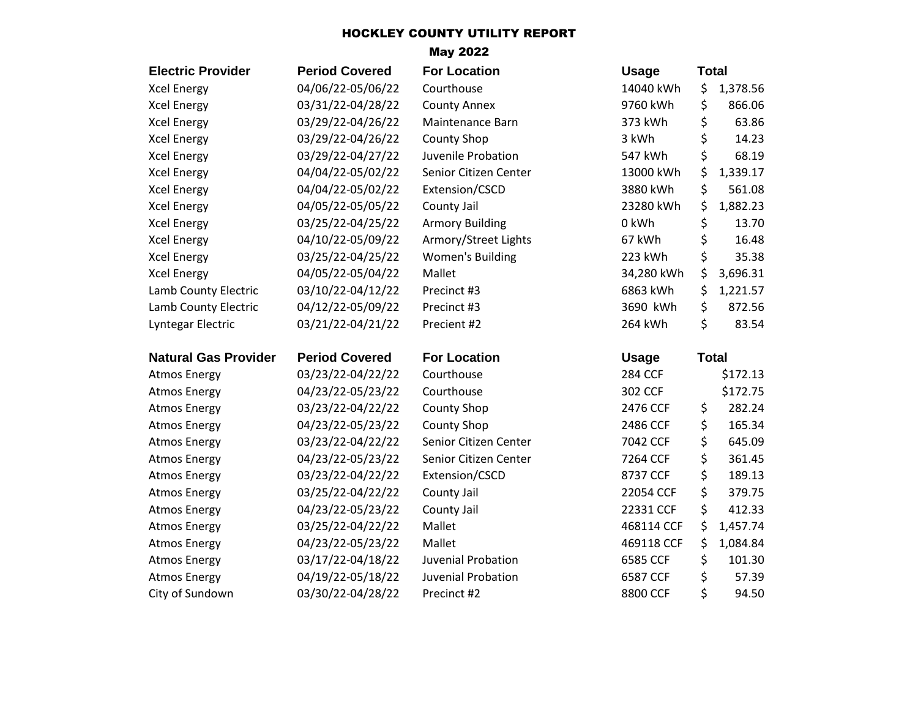# HOCKLEY COUNTY UTILITY REPORT

## May 2022

| Electric Provider | Period Covered | For Location | Usage | Total |
|---|---|---|---|---|
| Xcel Energy | 04/06/22-05/06/22 | Courthouse | 14040 kWh | $ 1,378.56 |
| Xcel Energy | 03/31/22-04/28/22 | County Annex | 9760 kWh | $ 866.06 |
| Xcel Energy | 03/29/22-04/26/22 | Maintenance Barn | 373 kWh | $ 63.86 |
| Xcel Energy | 03/29/22-04/26/22 | County Shop | 3 kWh | $ 14.23 |
| Xcel Energy | 03/29/22-04/27/22 | Juvenile Probation | 547 kWh | $ 68.19 |
| Xcel Energy | 04/04/22-05/02/22 | Senior Citizen Center | 13000 kWh | $ 1,339.17 |
| Xcel Energy | 04/04/22-05/02/22 | Extension/CSCD | 3880 kWh | $ 561.08 |
| Xcel Energy | 04/05/22-05/05/22 | County Jail | 23280 kWh | $ 1,882.23 |
| Xcel Energy | 03/25/22-04/25/22 | Armory Building | 0 kWh | $ 13.70 |
| Xcel Energy | 04/10/22-05/09/22 | Armory/Street Lights | 67 kWh | $ 16.48 |
| Xcel Energy | 03/25/22-04/25/22 | Women's Building | 223 kWh | $ 35.38 |
| Xcel Energy | 04/05/22-05/04/22 | Mallet | 34,280 kWh | $ 3,696.31 |
| Lamb County Electric | 03/10/22-04/12/22 | Precinct #3 | 6863 kWh | $ 1,221.57 |
| Lamb County Electric | 04/12/22-05/09/22 | Precinct #3 | 3690 kWh | $ 872.56 |
| Lyntegar Electric | 03/21/22-04/21/22 | Precient #2 | 264 kWh | $ 83.54 |

| Natural Gas Provider | Period Covered | For Location | Usage | Total |
|---|---|---|---|---|
| Atmos Energy | 03/23/22-04/22/22 | Courthouse | 284 CCF | $172.13 |
| Atmos Energy | 04/23/22-05/23/22 | Courthouse | 302 CCF | $172.75 |
| Atmos Energy | 03/23/22-04/22/22 | County Shop | 2476 CCF | $ 282.24 |
| Atmos Energy | 04/23/22-05/23/22 | County Shop | 2486 CCF | $ 165.34 |
| Atmos Energy | 03/23/22-04/22/22 | Senior Citizen Center | 7042 CCF | $ 645.09 |
| Atmos Energy | 04/23/22-05/23/22 | Senior Citizen Center | 7264 CCF | $ 361.45 |
| Atmos Energy | 03/23/22-04/22/22 | Extension/CSCD | 8737 CCF | $ 189.13 |
| Atmos Energy | 03/25/22-04/22/22 | County Jail | 22054 CCF | $ 379.75 |
| Atmos Energy | 04/23/22-05/23/22 | County Jail | 22331 CCF | $ 412.33 |
| Atmos Energy | 03/25/22-04/22/22 | Mallet | 468114 CCF | $ 1,457.74 |
| Atmos Energy | 04/23/22-05/23/22 | Mallet | 469118 CCF | $ 1,084.84 |
| Atmos Energy | 03/17/22-04/18/22 | Juvenial Probation | 6585 CCF | $ 101.30 |
| Atmos Energy | 04/19/22-05/18/22 | Juvenial Probation | 6587 CCF | $ 57.39 |
| City of Sundown | 03/30/22-04/28/22 | Precinct #2 | 8800 CCF | $ 94.50 |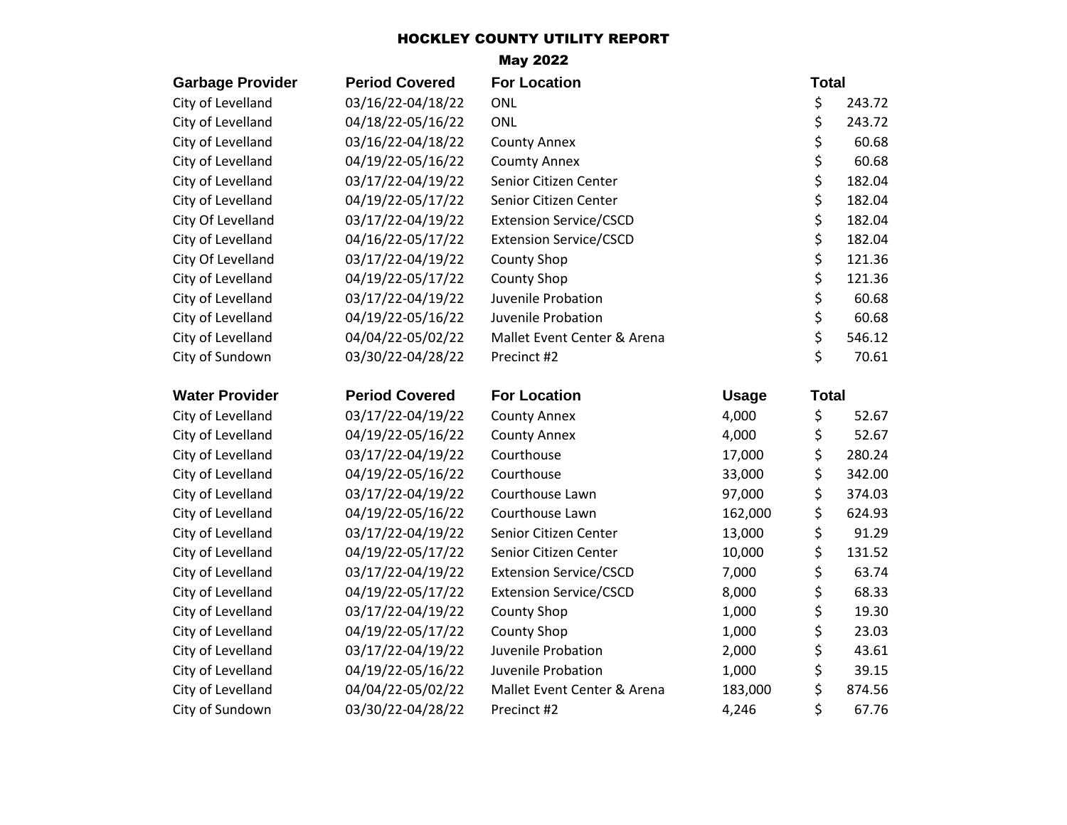# HOCKLEY COUNTY UTILITY REPORT

## May 2022

| Garbage Provider | Period Covered | For Location | Total |
|---|---|---|---|
| City of Levelland | 03/16/22-04/18/22 | ONL | $ 243.72 |
| City of Levelland | 04/18/22-05/16/22 | ONL | $ 243.72 |
| City of Levelland | 03/16/22-04/18/22 | County Annex | $ 60.68 |
| City of Levelland | 04/19/22-05/16/22 | Coumty Annex | $ 60.68 |
| City of Levelland | 03/17/22-04/19/22 | Senior Citizen Center | $ 182.04 |
| City of Levelland | 04/19/22-05/17/22 | Senior Citizen Center | $ 182.04 |
| City Of Levelland | 03/17/22-04/19/22 | Extension Service/CSCD | $ 182.04 |
| City of Levelland | 04/16/22-05/17/22 | Extension Service/CSCD | $ 182.04 |
| City Of Levelland | 03/17/22-04/19/22 | County Shop | $ 121.36 |
| City of Levelland | 04/19/22-05/17/22 | County Shop | $ 121.36 |
| City of Levelland | 03/17/22-04/19/22 | Juvenile Probation | $ 60.68 |
| City of Levelland | 04/19/22-05/16/22 | Juvenile Probation | $ 60.68 |
| City of Levelland | 04/04/22-05/02/22 | Mallet Event Center & Arena | $ 546.12 |
| City of Sundown | 03/30/22-04/28/22 | Precinct #2 | $ 70.61 |

| Water Provider | Period Covered | For Location | Usage | Total |
|---|---|---|---|---|
| City of Levelland | 03/17/22-04/19/22 | County Annex | 4,000 | $ 52.67 |
| City of Levelland | 04/19/22-05/16/22 | County Annex | 4,000 | $ 52.67 |
| City of Levelland | 03/17/22-04/19/22 | Courthouse | 17,000 | $ 280.24 |
| City of Levelland | 04/19/22-05/16/22 | Courthouse | 33,000 | $ 342.00 |
| City of Levelland | 03/17/22-04/19/22 | Courthouse Lawn | 97,000 | $ 374.03 |
| City of Levelland | 04/19/22-05/16/22 | Courthouse Lawn | 162,000 | $ 624.93 |
| City of Levelland | 03/17/22-04/19/22 | Senior Citizen Center | 13,000 | $ 91.29 |
| City of Levelland | 04/19/22-05/17/22 | Senior Citizen Center | 10,000 | $ 131.52 |
| City of Levelland | 03/17/22-04/19/22 | Extension Service/CSCD | 7,000 | $ 63.74 |
| City of Levelland | 04/19/22-05/17/22 | Extension Service/CSCD | 8,000 | $ 68.33 |
| City of Levelland | 03/17/22-04/19/22 | County Shop | 1,000 | $ 19.30 |
| City of Levelland | 04/19/22-05/17/22 | County Shop | 1,000 | $ 23.03 |
| City of Levelland | 03/17/22-04/19/22 | Juvenile Probation | 2,000 | $ 43.61 |
| City of Levelland | 04/19/22-05/16/22 | Juvenile Probation | 1,000 | $ 39.15 |
| City of Levelland | 04/04/22-05/02/22 | Mallet Event Center & Arena | 183,000 | $ 874.56 |
| City of Sundown | 03/30/22-04/28/22 | Precinct #2 | 4,246 | $ 67.76 |